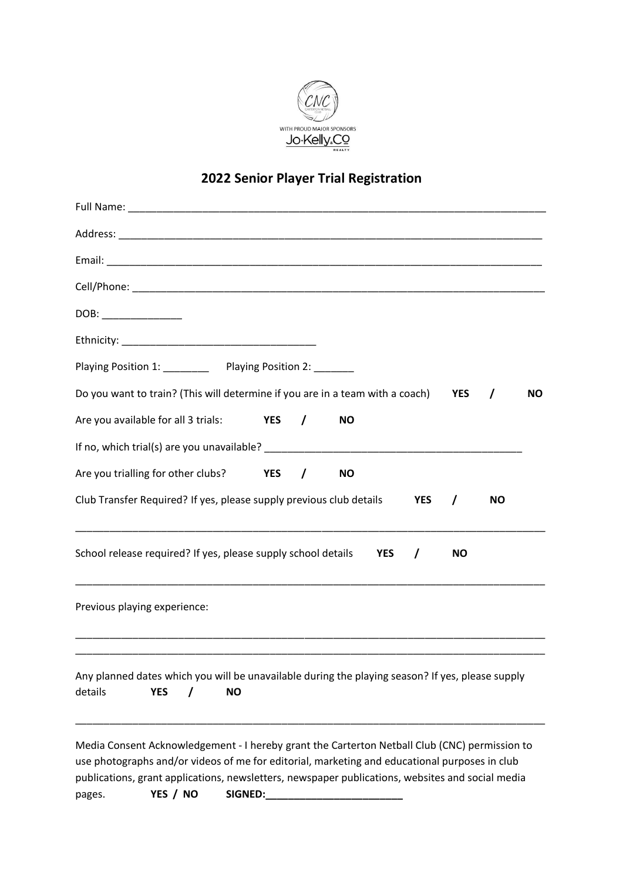CNC CARTERTON NETBALL CLUB

WITH PROUD MAJOR SPONSORS

Jo·Kelly&Co REALTY

## 2022 Senior Player Trial Registration

Full Name: ___________________________________________________________________________

Address: ____________________________________________________________________________

Email: ______________________________________________________________________________

Cell/Phone: __________________________________________________________________________

DOB: ______________

Ethnicity: _________________________________

Playing Position 1: ________ Playing Position 2: _______

Do you want to train? (This will determine if you are in a team with a coach) **YES / NO**

Are you available for all 3 trials: **YES / NO**

If no, which trial(s) are you unavailable? ____________________________________________

Are you trialling for other clubs? **YES / NO**

Club Transfer Required? If yes, please supply previous club details **YES / NO**

_____________________________________________________________________________________

School release required? If yes, please supply school details **YES / NO**

_____________________________________________________________________________________

Previous playing experience:

_____________________________________________________________________________________

_____________________________________________________________________________________

Any planned dates which you will be unavailable during the playing season? If yes, please supply details **YES / NO**

_____________________________________________________________________________________

Media Consent Acknowledgement - I hereby grant the Carterton Netball Club (CNC) permission to use photographs and/or videos of me for editorial, marketing and educational purposes in club publications, grant applications, newsletters, newspaper publications, websites and social media pages. **YES / NO** **SIGNED:________________________**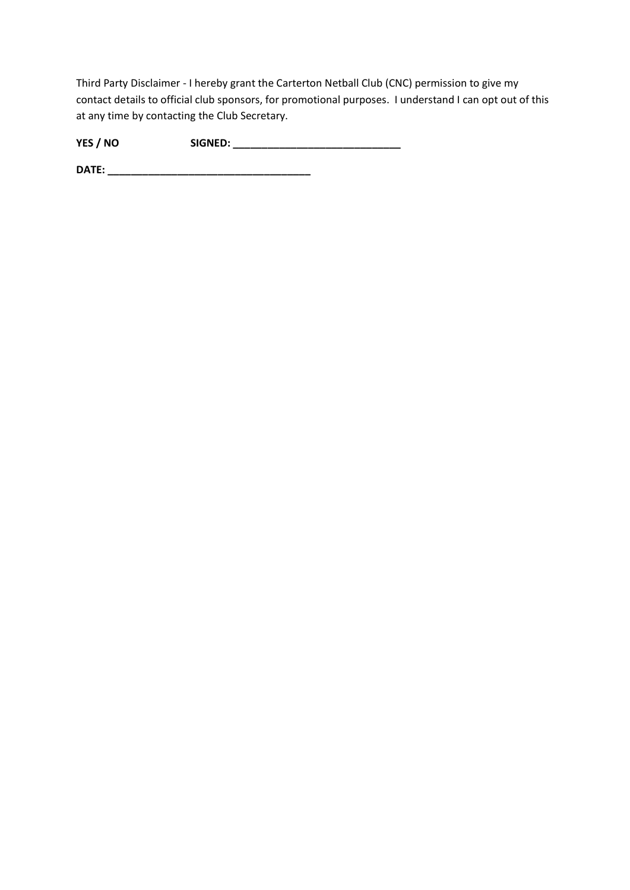Third Party Disclaimer - I hereby grant the Carterton Netball Club (CNC) permission to give my contact details to official club sponsors, for promotional purposes. I understand I can opt out of this at any time by contacting the Club Secretary.

**YES / NO** **SIGNED: ____________________________**

**DATE: __________________________________**